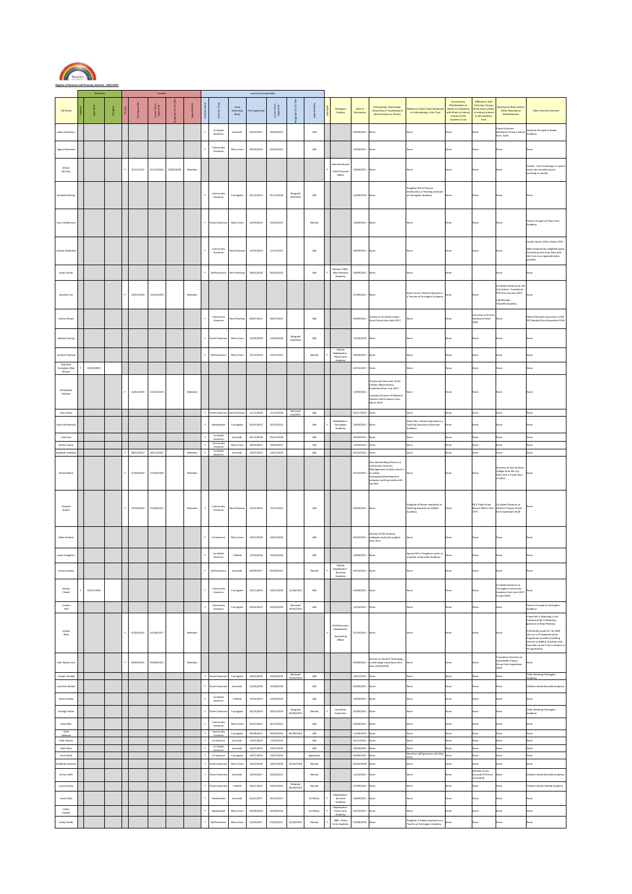Register of Business and Pecuniary Interests 2021/2022

| Full Name | Members | | | Trustees | | | | | Local Governing Bodies | | | | | | | | | | | | | | | |
|---|---|---|---|---|---|---|---|---|---|---|---|---|---|---|---|---|---|---|---|---|---|---|---|---|
| | Member | Appointed | Resigned | Trustee | Date Appointed | Current Term Appointed | Resigned/End of Term | Appointed By | Local Governor | Governor Type | Local Governing Body | First Appointed | Current Term Appointed | Resigned/End of Term | Appointed By | Employee | Employee Position | Date of Declaration | Directorship, Partnership, Ownership or Trusteeship of other Business or Charity | Relative or Close Friend Employed or Volunteering in the Trust | Connections, Membership or Shares in Companies with Direct or Indirect Interest to the Academy Trust | Affiliations with Voluntary Groups which have a Direct or Indirect Interest to the Academy Trust | Governance Roles Held in Other Educational Establishments | Other Interests Declared |
| Adam Warburton | | | | | | | | | Y | Co-Opted Governor | Burnside | 02/03/2017 | 02/03/2021 | | LGB | | | 09/09/2021 | None | None | None | None | Parent Governor Westmoor Primary School from 2018 | Assistant Principal at Kepier Academy |
| Agnes Kawulawa | | | | | | | | | Y | Community Governor | Plains Farm | 03/03/2022 | 03/03/2022 | | LGB | | | 23/09/2021 | None | None | None | None | None | None |
| Allison McCully | | | | Y | 01/12/2011 | 01/12/2016 | 20/02/2020 | Members | | | | | | | | Y | Executive Bursar Chief Financial Officer | 10/09/2021 | None | None | None | None | None | Partner - Paul Cummings is a sports coach who provides sports coaching to schools. |
| Amanda McEvoy | | | | | | | | | Y | Community Governor | Farringdon | 01/12/2014 | 01/12/2018 | Resigned 8/9/2020 | LGB | | | 12/09/2019 | None | Daughter Mrs D Pearson employed as a Teaching Assistant at Farringdon Academy | None | None | None | None |
| Amy Cuthbertson | | | | | | | | | Y | Parent Governor | Plains Farm | 23/03/2021 | 23/03/2021 | | Elected | | | 13/09/2021 | None | None | None | None | None | Parent of pupil at Plains Farm Academy |
| Andrew Walmsley | | | | | | | | | Y | Community Governor | New Penshaw | 11/02/2014 | 12/12/2021 | | LGB | | | 09/09/2021 | None | None | None | None | None | Family friend of Mrs J West, CEXT. Wife employed by Sedgfield Sports Partnership who have links with the Trust as an apprenticeship provider. |
| Andy Hunter | | | | | | | | | Y | Staff Governor | New Penshaw | 18/03/2018 | 01/04/2022 | | LGB | Y | Teacher TLR2a - New Penshaw Academy | 28/09/2021 | None | None | None | None | None | None |
| Annette Parr | | | | Y | 23/01/2019 | 23/01/2019 | | Members | | | | | | | | | | 27/09/2021 | None | Niece Lauren Clarke employed as a Teacher at Farringdon Academy | None | None | Co-Opted Governor at the Link School - Sunderland PRU from January 2019 LAB Member Thornhill Academy | None |
| Antony Remais | | | | | | | | | Y | Community Governor | New Penshaw | 06/07/2021 | 06/07/2021 | | LGB | | | 09/09/2021 | Trustee at 1st Great Lumley Scout Group from April 2017 | None | None | Volunteer at St John Ambulance from 1991 | None | Head of Business Assurance at HM SOI Benfield from November 2018 |
| Barbara Catling | | | | | | | | | Y | Parent Governor | Plains Farm | 14/09/2018 | 14/09/2018 | Resigned 8/9/2020 | LGB | | | 11/09/2019 | None | None | None | None | None | None |
| Caroline Orchard | | | | | | | | | Y | Staff Governor | Plains Farm | 13/12/2016 | 13/01/2021 | | Elected | Y | Deputy Headteacher - Plains Farm Academy | 28/09/2021 | None | None | None | None | None | None |
| Charlotte Dunnighan (Nee Brown) | Y | 13/02/2020 | | | | | | | | | | | | | | | | 03/10/2021 | None | None | None | None | None | None |
| Christopher Graham | | | | Y | 23/01/2019 | 23/01/2019 | | Members | | | | | | | | | | 13/09/2021 | Trustee and Vice-chair of the Citizens Advice Bureau Sunderland from July 2011 Company Director of Midland Masonic Hall Company from March 2019 | None | None | None | None | None |
| Claire Kirby | | | | | | | | | Y | Parent Governor | New Penshaw | 11/12/2018 | 11/12/2018 | Removed 1/5/2022 | LGB | | | 03/11/2019 | None | None | None | None | None | None |
| Claire McDermott | | | | | | | | | Y | Headteacher | Farringdon | 01/01/2012 | 01/01/2012 | | LGB | Y | Headteacher - Farringdon Academy | 28/09/2021 | None | Sister Mrs L Wood employed as a Teaching Assistant at Burnside Academy | None | None | None | None |
| Dale Sims | | | | | | | | | Y | Co-Opted Governor | Burnside | 05/12/2018 | 05/12/2018 | | LGB | | | 09/09/2021 | None | None | None | None | None | None |
| Donna Soulsa | | | | | | | | | Y | Community Governor | Plains Farm | 18/03/2021 | 18/03/2021 | | LGB | | | 12/10/2021 | None | None | None | None | None | None |
| Elizabeth Sedditons | | | | Y | 08/12/2017 | 08/12/2021 | | Members | Y | Co-Opted Governor | Burnside | 13/07/2015 | 13/07/2019 | | LGB | | | 03/10/2021 | None | None | None | None | None | None |
| Emma Dalton | | | | Y | 27/04/2020 | 27/04/2020 | | Members | | | | | | | | | | 03/10/2021 | Non-shareholding Director at Community Ventures (Management) Limited, which is an estate management/development company working mainly with the NHS. | None | None | None | Governor at East Durham College from 8th July 2021 over a 4 year term of office | None |
| Howard Brown | | | | Y | 25/03/2014 | 25/03/2021 | | Members | Y | Community Governor | New Penshaw | 11/02/2014 | 12/12/2021 | | LGB | | | 09/09/2021 | None | Daughter M Brown employed as Teaching Assistant at Fatfield Academy | None | NEU Trade Union Branch Officer from 1977. | Co-Opted Governor at Shotton Primary School from September 2018 | None |
| Helen Greaves | | | | | | | | | Y | LA Governor | Plains Farm | 16/01/2020 | 16/01/2020 | | LGB | | | 03/10/2021 | Director of EW Greaves wallpaper and paint supplier from 2017 | None | None | None | None | None |
| Lorrie Houghton | | | | | | | | | Y | Co-Opted Governor | Fatfield | 11/02/2016 | 11/02/2020 | | LGB | | | 10/09/2021 | None | Spouse Mrs V Houghton works as a teacher at Burnside Academy | None | None | None | None |
| Jenna Downey | | | | | | | | | Y | Staff Governor | Burnside | 01/09/2017 | 01/09/2021 | | Elected | Y | Deputy Headteacher - Burnside Academy | 05/10/2021 | None | None | None | None | None | None |
| Jeremy Chadd | Y | 22/01/2016 | | | | | | | Y | Community Governor | Farringdon | 10/12/2014 | 10/12/2018 | 11/06/2021 | LGB | | | 09/09/2021 | None | None | None | None | Co-Opted Governor at Farringdon Community Academy from June 2019 to April 2021. | None |
| Joanne Hall | | | | | | | | | Y | Community Governor | Farringdon | 02/02/2015 | 02/02/2019 | Removed 09/03/2022 | LGB | | | 12/10/2021 | None | None | None | None | None | Parent of a pupil at Farringdon Academy |
| Joanne West | | | | Y | 01/04/2013 | 01/08/2017 | | Members | | | | | | | | Y | Chief Executive Headteacher Accounting Officer | 07/10/2021 | None | None | None | None | None | Friend Mrs S Walmsley is the wife of Mr A Walmsley, governor at New Penshaw. S Walmsley works for 'Go Well' who are a PE Apprenticeship Programme provider providing services to Fatfield Academy who have links to the Trust in relation to PE apprentices. |
| John Robert Ord | | | | Y | 09/09/2021 | 09/09/2021 | | Members | | | | | | | | | | 09/09/2021 | Director at Cloud 9 Technology, a technology consultancy firm from 24/04/2018 | None | None | None | Foundation Governor at Greenfields Primary School from September 2019 | None |
| Joseph Cantwell | | | | | | | | | Y | Parent Governor | Farringdon | 26/03/2019 | 26/03/2019 | Removed 09/03/2022 | LGB | | | 10/11/2021 | None | None | None | None | None | Child attending Farringdon Academy |
| Juliette McGee | | | | | | | | | Y | Parent Governor | Burnside | 21/09/2018 | 21/09/2018 | | LGB | | | 09/09/2021 | None | None | None | None | None | Children attend Burnside Academy. |
| Karen Hartley | | | | | | | | | Y | Co-Opted Governor | Fatfield | 11/05/2015 | 11/05/2019 | | LGB | | | 16/09/2021 | None | None | None | None | None | None |
| Karleigh Miller | | | | | | | | | Y | Parent Governor | Farringdon | 18/10/2019 | 18/10/2019 | Resigned 04/09/2022 | Elected | Y | Lunchtime Supervisor | 30/09/2021 | None | None | None | None | None | Child attending Farringdon Academy |
| Kate Mills | | | | | | | | | Y | Community Governor | Plains Farm | 01/07/2021 | 01/07/2021 | | LGB | | | 10/09/2021 | None | None | None | None | None | None |
| Keith Lakeman | | | | | | | | | Y | Community Governor | Farringdon | 06/09/2016 | 06/09/2020 | 06/09/2020 | LGB | | | 11/09/2019 | None | None | None | None | None | None |
| Keith Norton | | | | | | | | | Y | LA Governor | Burnside | 17/01/2022 | 17/01/2022 | | LGB | | | 03/11/2021 | None | None | None | None | None | None |
| Keith Rose | | | | | | | | | Y | Co-Opted Governor | Burnside | 13/07/2015 | 13/07/2019 | | LGB | | | 28/09/2021 | None | None | None | None | None | None |
| Kevin Rock | | | | | | | | | Y | LA Governor | Farringdon | 10/07/2019 | 10/07/2019 | | Appointed | | | 09/09/2021 | None | Served as staff governor until May 2019 | None | None | None | None |
| Kimberley Norman | | | | | | | | | Y | Parent Governor | Plains Farm | 18/01/2020 | 18/01/2020 | 14/09/2020 | Elected | | | 03/02/2020 | None | None | None | None | None | None |
| Kirsty Smith | | | | | | | | | Y | Parent Governor | Burnside | 10/03/2017 | 20/03/2021 | | Elected | | | 12/10/2021 | None | None | None | Member of the Burnside PTA from 22/9/2018 | None | Children attend Burnside Academy. |
| Laura Grimes | | | | | | | | | Y | Parent Governor | Fatfield | 25/01/2021 | 25/01/2021 | Resigned 04/09/2022 | Elected | | | 27/09/2021 | None | None | None | None | None | Children attend Fatfield Academy |
| Leona Kelly | | | | | | | | | Y | Headteacher | Burnside | 01/01/2017 | 01/01/2017 | | Ex-Officio | Y | Headteacher - Burnside Academy | 28/09/2021 | None | None | None | None | None | None |
| Lesley Cassidy | | | | | | | | | Y | Headteacher | Plains Farm | 01/09/2016 | 01/09/2016 | | Ex-Officio | Y | Headteacher - Plains Farm Academy | 05/10/2021 | None | None | None | None | None | None |
| Lesley Dodds | | | | | | | | | Y | Staff Governor | Plains Farm | 23/03/2017 | 23/03/2017 | 23/03/2021 | Elected | Y | SBM - Plains Farm Academy | 23/08/2020 | None | Daughter D Dodds employed as a Teacher at Farringdon Academy | None | None | None | None |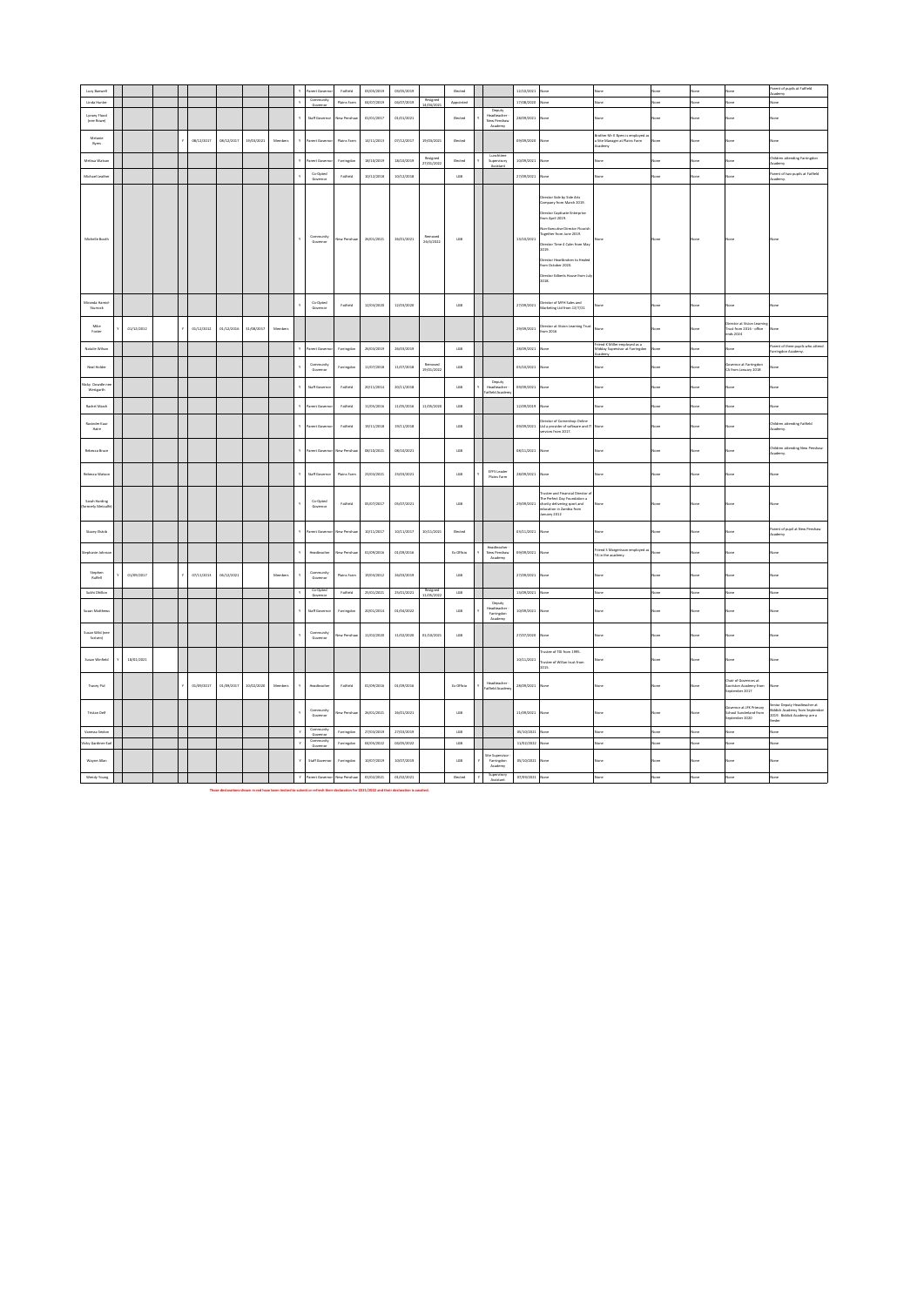| | | | | | | | | | | | | | | | | | | | | | | | | |
|---|---|---|---|---|---|---|---|---|---|---|---|---|---|---|---|---|---|---|---|---|---|---|---|---|
| Lucy Barnwell | | | | | | | | | Y | Parent Governor | Fulfield | 03/05/2019 | 03/05/2019 | | Elected | | | 12/10/2021 | None | None | None | None | None | Parent of pupils at Fulfield Academy. |
| Linda Hunter | | | | | | | | | Y | Community Governor | Plains Farm | 04/07/2019 | 04/07/2019 | Resigned 16/09/2021 | Appointed | | | 17/08/2020 | None | None | None | None | None | None |
| Lynsey Flood (nee Rowe) | | | | | | | | | Y | Staff Governor | New Penshaw | 01/01/2017 | 01/01/2021 | | Elected | Y | Deputy Headteacher New Penshaw Academy | 28/09/2021 | None | None | None | None | None | None |
| Melanie Byers | | | | F | 08/12/2017 | 08/12/2017 | 19/03/2021 | Members | Y | Parent Governor | Plains Farm | 14/11/2013 | 07/12/2017 | 19/03/2021 | Elected | | | 09/09/2020 | None | Brother Mr S Byers is employed as a Site Manager at Plains Farm Academy | None | None | None | None |
| Melissa Watson | | | | | | | | | Y | Parent Governor | Farringdon | 18/10/2019 | 18/10/2019 | Resigned 27/01/2022 | Elected | Y | Lunchtime Supervisory Assistant | 10/09/2021 | None | None | None | None | None | Children attending Farringdon Academy. |
| Michael Leather | | | | | | | | | Y | Co-Opted Governor | Fulfield | 10/12/2018 | 10/12/2018 | | LGB | | | 27/09/2021 | None | None | None | None | None | Parent of two pupils at Fulfield Academy. |
| Michelle Booth | | | | | | | | | Y | Community Governor | New Penshaw | 26/01/2021 | 26/01/2021 | Removed 24/3/2022 | LGB | | | 13/10/2021 | Director Side by Side Arts Company from March 2019. Director Captivate Enterprise from April 2019. Non-Executive Director Flourish Together from June 2019. Director Time 4 Cake from May 2019. Director Heartbroken to Healed from October 2020. Director Gilberts House from July 2018. | None | None | None | None | None |
| Micaela Hamer-Stunock | | | | | | | | | Y | Co-Opted Governor | Fulfield | 12/03/2020 | 12/03/2020 | | LGB | | | 27/09/2021 | Director of MPH Sales and Marketing Ltd from 13/7/21 | None | None | None | None | None |
| Mike Foster | Y | 01/12/2012 | | F | 01/12/2012 | 01/12/2012 | 31/08/2017 | Members | | | | | | | | | | 29/09/2021 | Director at Vision Learning Trust from 2016 | None | None | None | Director at Vision Learning Trust from 2016 - office ends 2024 | None |
| Natalie Wilson | | | | | | | | | Y | Parent Governor | Farringdon | 26/03/2019 | 26/03/2019 | | LGB | | | 28/09/2021 | None | Friend: K Miller employed as a Midday Supervisor at Farringdon Academy | None | None | None | Parent of three pupils who attend Farringdon Academy. |
| Neal Hobbs | | | | | | | | | Y | Community Governor | Farringdon | 11/07/2018 | 11/07/2018 | Removed 19/05/2022 | LGB | | | 01/10/2021 | None | None | None | None | Governor at Farringdon CA from January 2018 | None |
| Nicky Dowdle (nee Whitgarth) | | | | | | | | | Y | Staff Governor | Fulfield | 20/11/2014 | 20/11/2018 | | LGB | Y | Deputy Headteacher Fulfield Academy | 09/09/2021 | None | None | None | None | None | None |
| Rachel Marsh | | | | | | | | | Y | Parent Governor | Fulfield | 11/05/2016 | 11/05/2016 | 11/05/2020 | Elected | | | 12/09/2019 | None | None | None | None | None | None |
| Ravinder Kaur Hare | | | | | | | | | Y | Parent Governor | Fulfield | 19/11/2018 | 19/11/2018 | | LGB | | | 09/09/2021 | Director of Cornerstop Online Ltd a provider of software and IT services from 2017. | None | None | None | None | Children attending Fulfield Academy. |
| Rebecca Bruce | | | | | | | | | Y | Parent Governor | New Penshaw | 08/10/2021 | 08/10/2021 | | LGB | | | 08/11/2021 | None | None | None | None | None | Children attending New Penshaw Academy. |
| Rebecca Watson | | | | | | | | | Y | Staff Governor | Plains Farm | 23/03/2021 | 23/03/2021 | | LGB | Y | EYFS Leader Plains Farm | 28/09/2021 | None | None | None | None | None | None |
| Sarah Harding (formerly Metcalfe) | | | | | | | | | Y | Co-Opted Governor | Fulfield | 05/07/2017 | 05/07/2021 | | LGB | | | 29/09/2021 | Trustee and Financial Director of The Perfect Day Foundation a charity delivering sport and education in Zambia from January 2012 | None | None | None | None | None |
| Stacey Elstob | | | | | | | | | Y | Parent Governor | New Penshaw | 10/11/2017 | 10/11/2017 | 10/11/2021 | Elected | | | 01/11/2021 | None | None | None | None | None | Parent of pupil at New Penshaw Academy. |
| Stephanie Johnson | | | | | | | | | Y | Headteacher | New Penshaw | 01/09/2016 | 01/09/2016 | | Ex Officio | Y | Headteacher - New Penshaw Academy | 09/09/2021 | None | Friend S Margerison employed as TA in the academy. | None | None | None | None |
| Stephen Ruffell | Y | 01/09/2017 | | F | 07/11/2013 | 06/12/2021 | | Members | Y | Community Governor | Plains Farm | 29/03/2012 | 26/03/2019 | | LGB | | | 27/09/2021 | None | None | None | None | None | None |
| Sukhi Dhillon | | | | | | | | | Y | Co-Opted Governor | Fulfield | 25/01/2021 | 25/01/2021 | Resigned 11/05/2022 | LGB | | | 15/09/2021 | None | None | None | None | None | None |
| Susan Matthews | | | | | | | | | Y | Staff Governor | Farringdon | 20/01/2014 | 01/04/2022 | | LGB | Y | Deputy Headteacher Farringdon Academy | 10/09/2021 | None | None | None | None | None | None |
| Susan Wild (nee Sotiem) | | | | | | | | | Y | Community Governor | New Penshaw | 11/02/2020 | 11/02/2020 | 01/10/2021 | LGB | | | 27/07/2020 | None | None | None | None | None | None |
| Susan Winfield | Y | 18/01/2021 | | | | | | | | | | | | | | | | 10/11/2021 | Trustee of TSI from 1995. Trustee of Willow trust from 2015. | None | None | None | None | None |
| Tracey Pial | | | | F | 01/09/2017 | 01/09/2017 | 10/02/2020 | Members | Y | Headteacher | Fulfield | 01/09/2016 | 01/09/2016 | | Ex Officio | Y | Headteacher Fulfield Academy | 28/09/2021 | None | None | None | None | Chair of Governors at Lambton Academy from September 2017 | None |
| Tristan Dell | | | | | | | | | Y | Community Governor | New Penshaw | 26/01/2021 | 26/01/2021 | | LGB | | | 11/09/2021 | None | None | None | None | Governor at LPK Primary School Sunderland from September 2020 | Senior Deputy Headteacher at Biddick Academy from September 2019 - Biddick Academy are a feeder |
| Vanessa Sexton | | | | | | | | | Y | Community Governor | Farringdon | 27/03/2019 | 27/03/2019 | | LGB | | | 05/10/2021 | None | None | None | None | None | None |
| Vicky Gardner-Earl | | | | | | | | | Y | Community Governor | Farringdon | 04/05/2022 | 04/05/2022 | | LGB | | | 13/02/2022 | None | None | None | None | None | None |
| Wayne Allen | | | | | | | | | Y | Staff Governor | Farringdon | 10/07/2019 | 10/07/2019 | | LGB | Y | Site Supervisor Farringdon Academy | 05/10/2021 | None | None | None | None | None | None |
| Wendy Young | | | | | | | | | Y | Parent Governor | New Penshaw | 01/02/2021 | 01/02/2021 | | Elected | P | Supervisory Assistant | 07/09/2021 | None | None | None | None | None | None |

Those declarations shown in red have been invited to submit or refresh their declaration for 2021/2022 and their declaration is awaited.